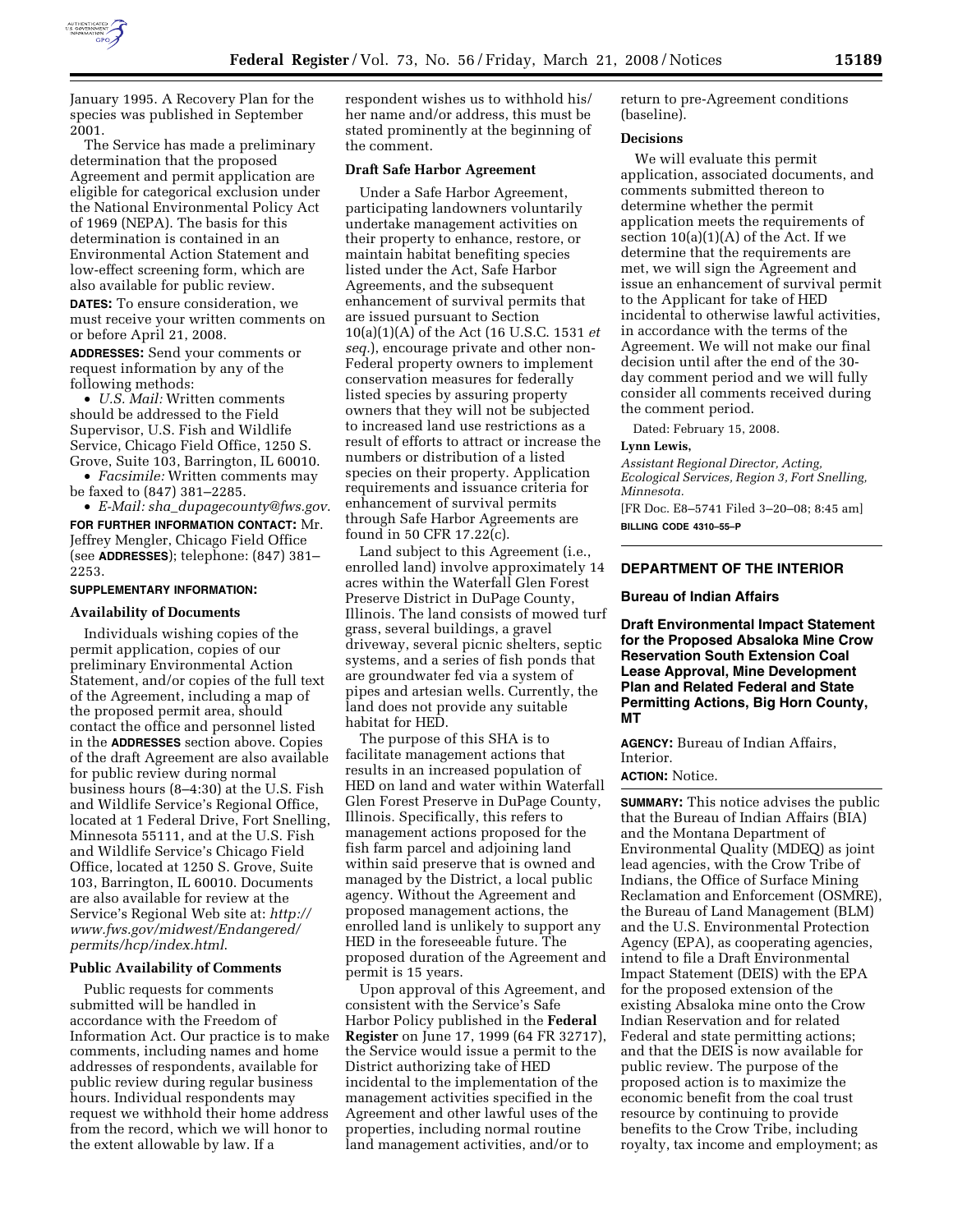January 1995. A Recovery Plan for the species was published in September 2001.

The Service has made a preliminary determination that the proposed Agreement and permit application are eligible for categorical exclusion under the National Environmental Policy Act of 1969 (NEPA). The basis for this determination is contained in an Environmental Action Statement and low-effect screening form, which are also available for public review.

**DATES:** To ensure consideration, we must receive your written comments on or before April 21, 2008.

**ADDRESSES:** Send your comments or request information by any of the following methods:

- *U.S. Mail:* Written comments should be addressed to the Field Supervisor, U.S. Fish and Wildlife Service, Chicago Field Office, 1250 S. Grove, Suite 103, Barrington, IL 60010.
- *Facsimile:* Written comments may be faxed to (847) 381–2285.
- *E-Mail: sha_dupagecounty@fws.gov*.

**FOR FURTHER INFORMATION CONTACT:** Mr. Jeffrey Mengler, Chicago Field Office (see **ADDRESSES**); telephone: (847) 381–2253.

**SUPPLEMENTARY INFORMATION:**

### Availability of Documents

Individuals wishing copies of the permit application, copies of our preliminary Environmental Action Statement, and/or copies of the full text of the Agreement, including a map of the proposed permit area, should contact the office and personnel listed in the **ADDRESSES** section above. Copies of the draft Agreement are also available for public review during normal business hours (8–4:30) at the U.S. Fish and Wildlife Service's Regional Office, located at 1 Federal Drive, Fort Snelling, Minnesota 55111, and at the U.S. Fish and Wildlife Service's Chicago Field Office, located at 1250 S. Grove, Suite 103, Barrington, IL 60010. Documents are also available for review at the Service's Regional Web site at: *http://www.fws.gov/midwest/Endangered/permits/hcp/index.html*.

### Public Availability of Comments

Public requests for comments submitted will be handled in accordance with the Freedom of Information Act. Our practice is to make comments, including names and home addresses of respondents, available for public review during regular business hours. Individual respondents may request we withhold their home address from the record, which we will honor to the extent allowable by law. If a respondent wishes us to withhold his/her name and/or address, this must be stated prominently at the beginning of the comment.

### Draft Safe Harbor Agreement

Under a Safe Harbor Agreement, participating landowners voluntarily undertake management activities on their property to enhance, restore, or maintain habitat benefiting species listed under the Act, Safe Harbor Agreements, and the subsequent enhancement of survival permits that are issued pursuant to Section 10(a)(1)(A) of the Act (16 U.S.C. 1531 *et seq.*), encourage private and other non-Federal property owners to implement conservation measures for federally listed species by assuring property owners that they will not be subjected to increased land use restrictions as a result of efforts to attract or increase the numbers or distribution of a listed species on their property. Application requirements and issuance criteria for enhancement of survival permits through Safe Harbor Agreements are found in 50 CFR 17.22(c).

Land subject to this Agreement (i.e., enrolled land) involve approximately 14 acres within the Waterfall Glen Forest Preserve District in DuPage County, Illinois. The land consists of mowed turf grass, several buildings, a gravel driveway, several picnic shelters, septic systems, and a series of fish ponds that are groundwater fed via a system of pipes and artesian wells. Currently, the land does not provide any suitable habitat for HED.

The purpose of this SHA is to facilitate management actions that results in an increased population of HED on land and water within Waterfall Glen Forest Preserve in DuPage County, Illinois. Specifically, this refers to management actions proposed for the fish farm parcel and adjoining land within said preserve that is owned and managed by the District, a local public agency. Without the Agreement and proposed management actions, the enrolled land is unlikely to support any HED in the foreseeable future. The proposed duration of the Agreement and permit is 15 years.

Upon approval of this Agreement, and consistent with the Service's Safe Harbor Policy published in the **Federal Register** on June 17, 1999 (64 FR 32717), the Service would issue a permit to the District authorizing take of HED incidental to the implementation of the management activities specified in the Agreement and other lawful uses of the properties, including normal routine land management activities, and/or to return to pre-Agreement conditions (baseline).

### Decisions

We will evaluate this permit application, associated documents, and comments submitted thereon to determine whether the permit application meets the requirements of section 10(a)(1)(A) of the Act. If we determine that the requirements are met, we will sign the Agreement and issue an enhancement of survival permit to the Applicant for take of HED incidental to otherwise lawful activities, in accordance with the terms of the Agreement. We will not make our final decision until after the end of the 30-day comment period and we will fully consider all comments received during the comment period.

Dated: February 15, 2008.

**Lynn Lewis,**

*Assistant Regional Director, Acting, Ecological Services, Region 3, Fort Snelling, Minnesota.*

[FR Doc. E8–5741 Filed 3–20–08; 8:45 am]

**BILLING CODE 4310–55–P**

---

## DEPARTMENT OF THE INTERIOR

### Bureau of Indian Affairs

### Draft Environmental Impact Statement for the Proposed Absaloka Mine Crow Reservation South Extension Coal Lease Approval, Mine Development Plan and Related Federal and State Permitting Actions, Big Horn County, MT

**AGENCY:** Bureau of Indian Affairs, Interior.

**ACTION:** Notice.

**SUMMARY:** This notice advises the public that the Bureau of Indian Affairs (BIA) and the Montana Department of Environmental Quality (MDEQ) as joint lead agencies, with the Crow Tribe of Indians, the Office of Surface Mining Reclamation and Enforcement (OSMRE), the Bureau of Land Management (BLM) and the U.S. Environmental Protection Agency (EPA), as cooperating agencies, intend to file a Draft Environmental Impact Statement (DEIS) with the EPA for the proposed extension of the existing Absaloka mine onto the Crow Indian Reservation and for related Federal and state permitting actions; and that the DEIS is now available for public review. The purpose of the proposed action is to maximize the economic benefit from the coal trust resource by continuing to provide benefits to the Crow Tribe, including royalty, tax income and employment; as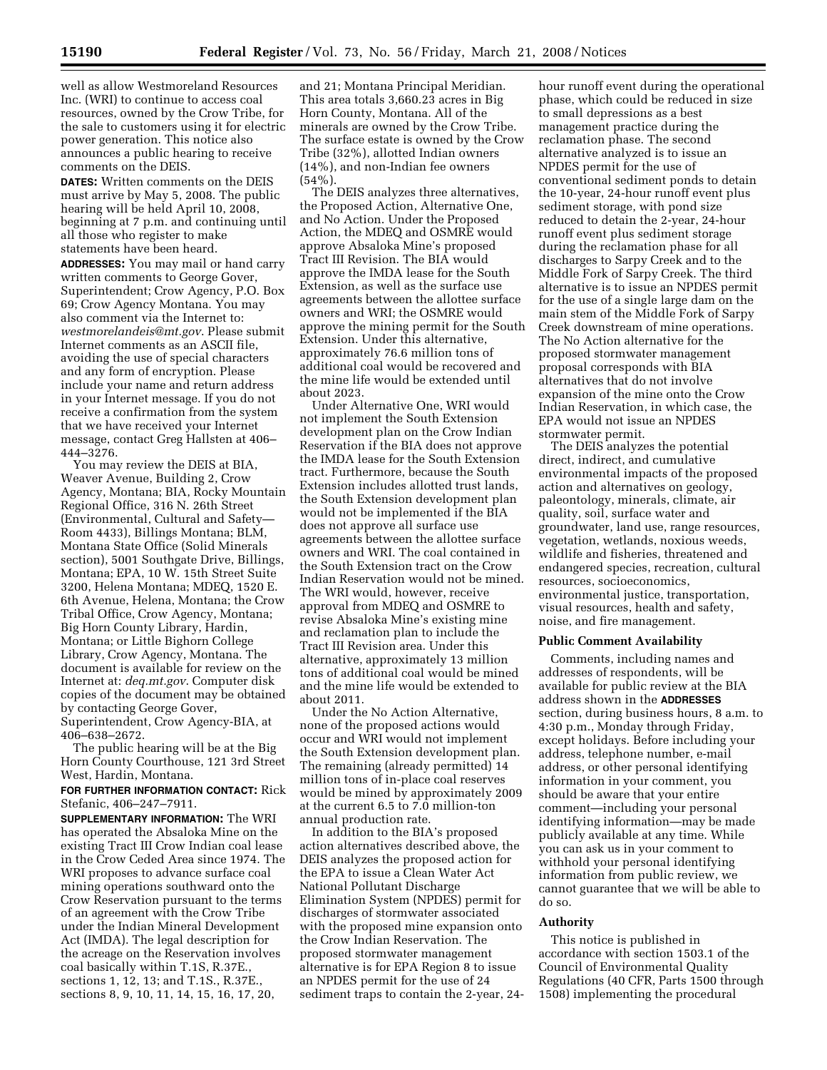well as allow Westmoreland Resources Inc. (WRI) to continue to access coal resources, owned by the Crow Tribe, for the sale to customers using it for electric power generation. This notice also announces a public hearing to receive comments on the DEIS.

**DATES:** Written comments on the DEIS must arrive by May 5, 2008. The public hearing will be held April 10, 2008, beginning at 7 p.m. and continuing until all those who register to make statements have been heard.

**ADDRESSES:** You may mail or hand carry written comments to George Gover, Superintendent; Crow Agency, P.O. Box 69; Crow Agency Montana. You may also comment via the Internet to: *westmorelandeis@mt.gov*. Please submit Internet comments as an ASCII file, avoiding the use of special characters and any form of encryption. Please include your name and return address in your Internet message. If you do not receive a confirmation from the system that we have received your Internet message, contact Greg Hallsten at 406–444–3276.

You may review the DEIS at BIA, Weaver Avenue, Building 2, Crow Agency, Montana; BIA, Rocky Mountain Regional Office, 316 N. 26th Street (Environmental, Cultural and Safety—Room 4433), Billings Montana; BLM, Montana State Office (Solid Minerals section), 5001 Southgate Drive, Billings, Montana; EPA, 10 W. 15th Street Suite 3200, Helena Montana; MDEQ, 1520 E. 6th Avenue, Helena, Montana; the Crow Tribal Office, Crow Agency, Montana; Big Horn County Library, Hardin, Montana; or Little Bighorn College Library, Crow Agency, Montana. The document is available for review on the Internet at: *deq.mt.gov*. Computer disk copies of the document may be obtained by contacting George Gover, Superintendent, Crow Agency-BIA, at 406–638–2672.

The public hearing will be at the Big Horn County Courthouse, 121 3rd Street West, Hardin, Montana.

**FOR FURTHER INFORMATION CONTACT:** Rick Stefanic, 406–247–7911.

**SUPPLEMENTARY INFORMATION:** The WRI has operated the Absaloka Mine on the existing Tract III Crow Indian coal lease in the Crow Ceded Area since 1974. The WRI proposes to advance surface coal mining operations southward onto the Crow Reservation pursuant to the terms of an agreement with the Crow Tribe under the Indian Mineral Development Act (IMDA). The legal description for the acreage on the Reservation involves coal basically within T.1S, R.37E., sections 1, 12, 13; and T.1S., R.37E., sections 8, 9, 10, 11, 14, 15, 16, 17, 20, and 21; Montana Principal Meridian. This area totals 3,660.23 acres in Big Horn County, Montana. All of the minerals are owned by the Crow Tribe. The surface estate is owned by the Crow Tribe (32%), allotted Indian owners (14%), and non-Indian fee owners (54%).

The DEIS analyzes three alternatives, the Proposed Action, Alternative One, and No Action. Under the Proposed Action, the MDEQ and OSMRE would approve Absaloka Mine's proposed Tract III Revision. The BIA would approve the IMDA lease for the South Extension, as well as the surface use agreements between the allottee surface owners and WRI; the OSMRE would approve the mining permit for the South Extension. Under this alternative, approximately 76.6 million tons of additional coal would be recovered and the mine life would be extended until about 2023.

Under Alternative One, WRI would not implement the South Extension development plan on the Crow Indian Reservation if the BIA does not approve the IMDA lease for the South Extension tract. Furthermore, because the South Extension includes allotted trust lands, the South Extension development plan would not be implemented if the BIA does not approve all surface use agreements between the allottee surface owners and WRI. The coal contained in the South Extension tract on the Crow Indian Reservation would not be mined. The WRI would, however, receive approval from MDEQ and OSMRE to revise Absaloka Mine's existing mine and reclamation plan to include the Tract III Revision area. Under this alternative, approximately 13 million tons of additional coal would be mined and the mine life would be extended to about 2011.

Under the No Action Alternative, none of the proposed actions would occur and WRI would not implement the South Extension development plan. The remaining (already permitted) 14 million tons of in-place coal reserves would be mined by approximately 2009 at the current 6.5 to 7.0 million-ton annual production rate.

In addition to the BIA's proposed action alternatives described above, the DEIS analyzes the proposed action for the EPA to issue a Clean Water Act National Pollutant Discharge Elimination System (NPDES) permit for discharges of stormwater associated with the proposed mine expansion onto the Crow Indian Reservation. The proposed stormwater management alternative is for EPA Region 8 to issue an NPDES permit for the use of 24 sediment traps to contain the 2-year, 24-hour runoff event during the operational phase, which could be reduced in size to small depressions as a best management practice during the reclamation phase. The second alternative analyzed is to issue an NPDES permit for the use of conventional sediment ponds to detain the 10-year, 24-hour runoff event plus sediment storage, with pond size reduced to detain the 2-year, 24-hour runoff event plus sediment storage during the reclamation phase for all discharges to Sarpy Creek and to the Middle Fork of Sarpy Creek. The third alternative is to issue an NPDES permit for the use of a single large dam on the main stem of the Middle Fork of Sarpy Creek downstream of mine operations. The No Action alternative for the proposed stormwater management proposal corresponds with BIA alternatives that do not involve expansion of the mine onto the Crow Indian Reservation, in which case, the EPA would not issue an NPDES stormwater permit.

The DEIS analyzes the potential direct, indirect, and cumulative environmental impacts of the proposed action and alternatives on geology, paleontology, minerals, climate, air quality, soil, surface water and groundwater, land use, range resources, vegetation, wetlands, noxious weeds, wildlife and fisheries, threatened and endangered species, recreation, cultural resources, socioeconomics, environmental justice, transportation, visual resources, health and safety, noise, and fire management.

### Public Comment Availability

Comments, including names and addresses of respondents, will be available for public review at the BIA address shown in the **ADDRESSES** section, during business hours, 8 a.m. to 4:30 p.m., Monday through Friday, except holidays. Before including your address, telephone number, e-mail address, or other personal identifying information in your comment, you should be aware that your entire comment—including your personal identifying information—may be made publicly available at any time. While you can ask us in your comment to withhold your personal identifying information from public review, we cannot guarantee that we will be able to do so.

### Authority

This notice is published in accordance with section 1503.1 of the Council of Environmental Quality Regulations (40 CFR, Parts 1500 through 1508) implementing the procedural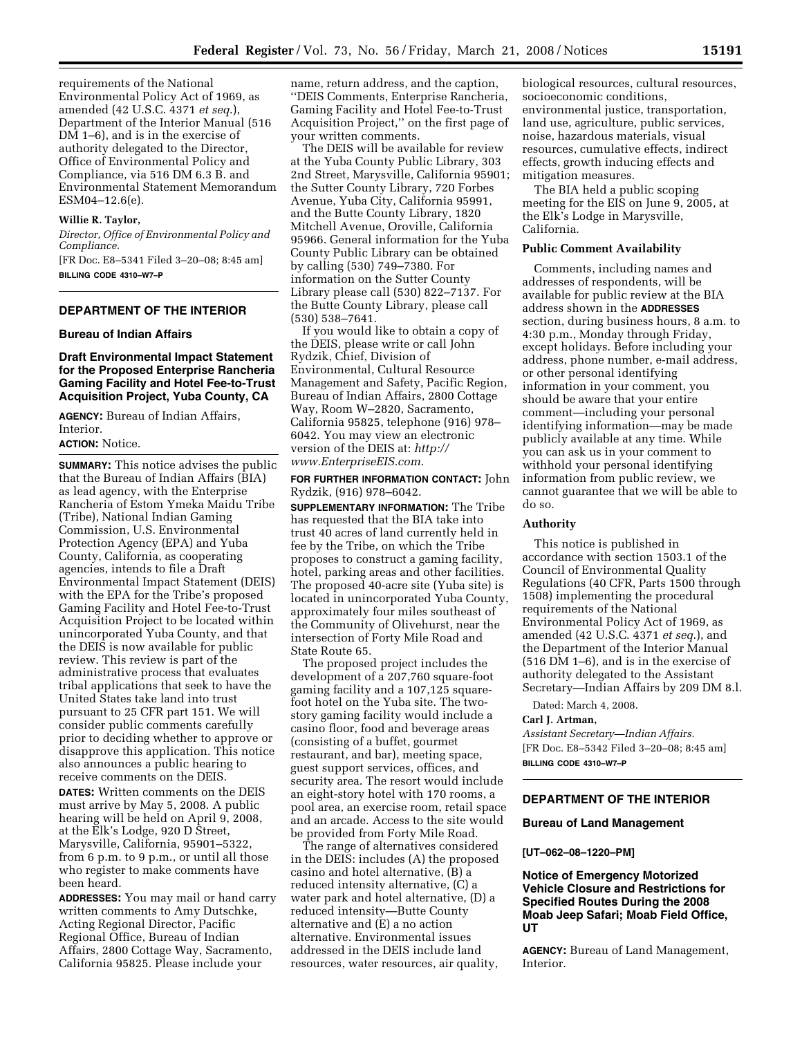requirements of the National Environmental Policy Act of 1969, as amended (42 U.S.C. 4371 *et seq.*), Department of the Interior Manual (516 DM 1–6), and is in the exercise of authority delegated to the Director, Office of Environmental Policy and Compliance, via 516 DM 6.3 B. and Environmental Statement Memorandum ESM04–12.6(e).

**Willie R. Taylor,**

*Director, Office of Environmental Policy and Compliance.*

[FR Doc. E8–5341 Filed 3–20–08; 8:45 am]

**BILLING CODE 4310–W7–P**

## DEPARTMENT OF THE INTERIOR

### Bureau of Indian Affairs

### Draft Environmental Impact Statement for the Proposed Enterprise Rancheria Gaming Facility and Hotel Fee-to-Trust Acquisition Project, Yuba County, CA

**AGENCY:** Bureau of Indian Affairs, Interior.

**ACTION:** Notice.

**SUMMARY:** This notice advises the public that the Bureau of Indian Affairs (BIA) as lead agency, with the Enterprise Rancheria of Estom Ymeka Maidu Tribe (Tribe), National Indian Gaming Commission, U.S. Environmental Protection Agency (EPA) and Yuba County, California, as cooperating agencies, intends to file a Draft Environmental Impact Statement (DEIS) with the EPA for the Tribe's proposed Gaming Facility and Hotel Fee-to-Trust Acquisition Project to be located within unincorporated Yuba County, and that the DEIS is now available for public review. This review is part of the administrative process that evaluates tribal applications that seek to have the United States take land into trust pursuant to 25 CFR part 151. We will consider public comments carefully prior to deciding whether to approve or disapprove this application. This notice also announces a public hearing to receive comments on the DEIS.

**DATES:** Written comments on the DEIS must arrive by May 5, 2008. A public hearing will be held on April 9, 2008, at the Elk's Lodge, 920 D Street, Marysville, California, 95901–5322, from 6 p.m. to 9 p.m., or until all those who register to make comments have been heard.

**ADDRESSES:** You may mail or hand carry written comments to Amy Dutschke, Acting Regional Director, Pacific Regional Office, Bureau of Indian Affairs, 2800 Cottage Way, Sacramento, California 95825. Please include your name, return address, and the caption, ''DEIS Comments, Enterprise Rancheria, Gaming Facility and Hotel Fee-to-Trust Acquisition Project,'' on the first page of your written comments.

The DEIS will be available for review at the Yuba County Public Library, 303 2nd Street, Marysville, California 95901; the Sutter County Library, 720 Forbes Avenue, Yuba City, California 95991, and the Butte County Library, 1820 Mitchell Avenue, Oroville, California 95966. General information for the Yuba County Public Library can be obtained by calling (530) 749–7380. For information on the Sutter County Library please call (530) 822–7137. For the Butte County Library, please call (530) 538–7641.

If you would like to obtain a copy of the DEIS, please write or call John Rydzik, Chief, Division of Environmental, Cultural Resource Management and Safety, Pacific Region, Bureau of Indian Affairs, 2800 Cottage Way, Room W–2820, Sacramento, California 95825, telephone (916) 978–6042. You may view an electronic version of the DEIS at: *http://www.EnterpriseEIS.com.*

**FOR FURTHER INFORMATION CONTACT:** John Rydzik, (916) 978–6042.

**SUPPLEMENTARY INFORMATION:** The Tribe has requested that the BIA take into trust 40 acres of land currently held in fee by the Tribe, on which the Tribe proposes to construct a gaming facility, hotel, parking areas and other facilities. The proposed 40-acre site (Yuba site) is located in unincorporated Yuba County, approximately four miles southeast of the Community of Olivehurst, near the intersection of Forty Mile Road and State Route 65.

The proposed project includes the development of a 207,760 square-foot gaming facility and a 107,125 square-foot hotel on the Yuba site. The two-story gaming facility would include a casino floor, food and beverage areas (consisting of a buffet, gourmet restaurant, and bar), meeting space, guest support services, offices, and security area. The resort would include an eight-story hotel with 170 rooms, a pool area, an exercise room, retail space and an arcade. Access to the site would be provided from Forty Mile Road.

The range of alternatives considered in the DEIS: includes (A) the proposed casino and hotel alternative, (B) a reduced intensity alternative, (C) a water park and hotel alternative, (D) a reduced intensity—Butte County alternative and (E) a no action alternative. Environmental issues addressed in the DEIS include land resources, water resources, air quality, biological resources, cultural resources, socioeconomic conditions, environmental justice, transportation, land use, agriculture, public services, noise, hazardous materials, visual resources, cumulative effects, indirect effects, growth inducing effects and mitigation measures.

The BIA held a public scoping meeting for the EIS on June 9, 2005, at the Elk's Lodge in Marysville, California.

#### Public Comment Availability

Comments, including names and addresses of respondents, will be available for public review at the BIA address shown in the **ADDRESSES** section, during business hours, 8 a.m. to 4:30 p.m., Monday through Friday, except holidays. Before including your address, phone number, e-mail address, or other personal identifying information in your comment, you should be aware that your entire comment—including your personal identifying information—may be made publicly available at any time. While you can ask us in your comment to withhold your personal identifying information from public review, we cannot guarantee that we will be able to do so.

#### Authority

This notice is published in accordance with section 1503.1 of the Council of Environmental Quality Regulations (40 CFR, Parts 1500 through 1508) implementing the procedural requirements of the National Environmental Policy Act of 1969, as amended (42 U.S.C. 4371 *et seq.*), and the Department of the Interior Manual (516 DM 1–6), and is in the exercise of authority delegated to the Assistant Secretary—Indian Affairs by 209 DM 8.l.

Dated: March 4, 2008.

**Carl J. Artman,**

*Assistant Secretary—Indian Affairs.*

[FR Doc. E8–5342 Filed 3–20–08; 8:45 am]

**BILLING CODE 4310–W7–P**

## DEPARTMENT OF THE INTERIOR

### Bureau of Land Management

**[UT–062–08–1220–PM]**

### Notice of Emergency Motorized Vehicle Closure and Restrictions for Specified Routes During the 2008 Moab Jeep Safari; Moab Field Office, UT

**AGENCY:** Bureau of Land Management, Interior.